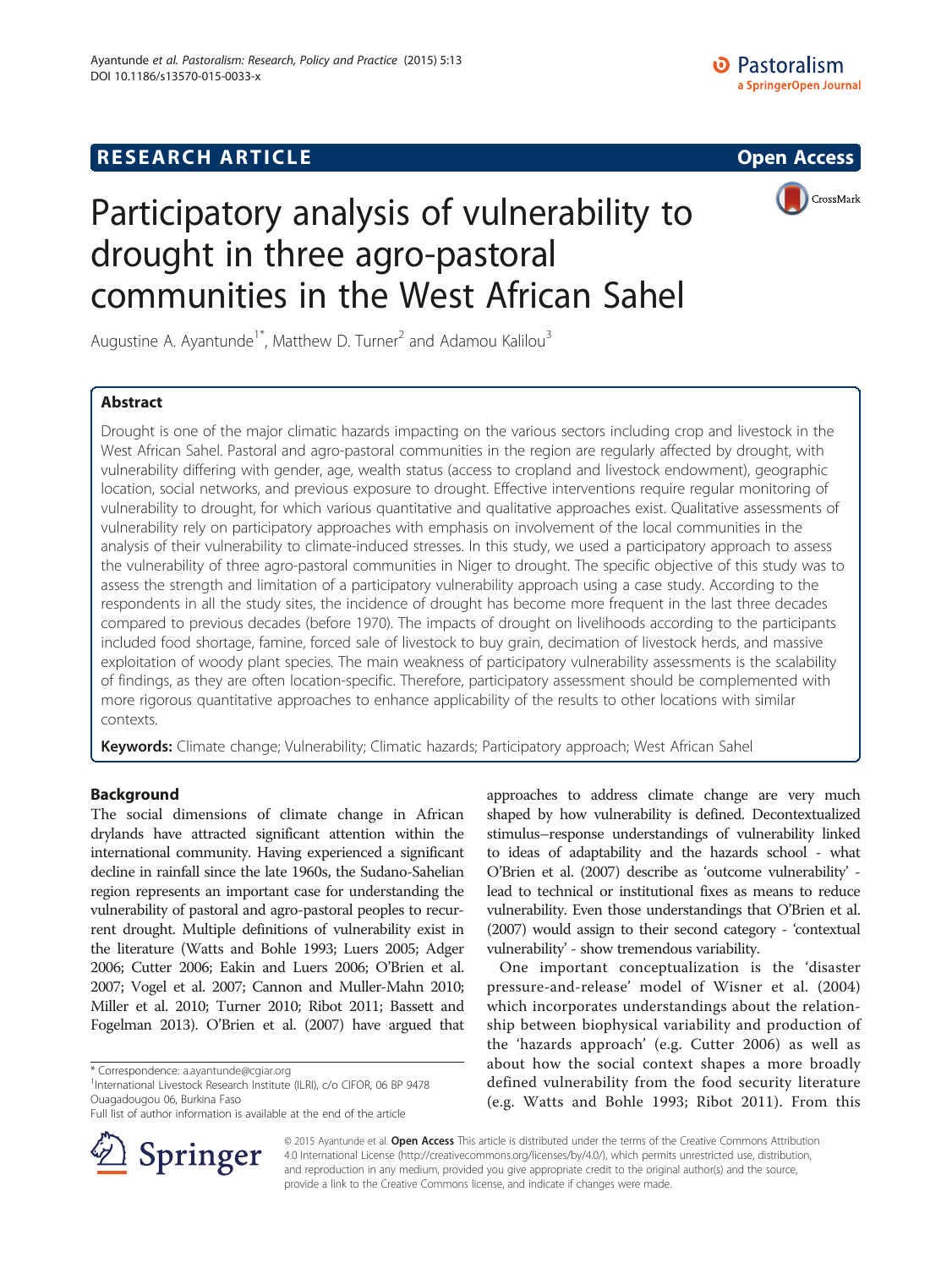RESEARCH ARTICLE Open Access

# Participatory analysis of vulnerability to drought in three agro-pastoral communities in the West African Sahel

Augustine A. Ayantunde[1*], Matthew D. Turner[2] and Adamou Kalilou[3]

## Abstract

Drought is one of the major climatic hazards impacting on the various sectors including crop and livestock in the West African Sahel. Pastoral and agro-pastoral communities in the region are regularly affected by drought, with vulnerability differing with gender, age, wealth status (access to cropland and livestock endowment), geographic location, social networks, and previous exposure to drought. Effective interventions require regular monitoring of vulnerability to drought, for which various quantitative and qualitative approaches exist. Qualitative assessments of vulnerability rely on participatory approaches with emphasis on involvement of the local communities in the analysis of their vulnerability to climate-induced stresses. In this study, we used a participatory approach to assess the vulnerability of three agro-pastoral communities in Niger to drought. The specific objective of this study was to assess the strength and limitation of a participatory vulnerability approach using a case study. According to the respondents in all the study sites, the incidence of drought has become more frequent in the last three decades compared to previous decades (before 1970). The impacts of drought on livelihoods according to the participants included food shortage, famine, forced sale of livestock to buy grain, decimation of livestock herds, and massive exploitation of woody plant species. The main weakness of participatory vulnerability assessments is the scalability of findings, as they are often location-specific. Therefore, participatory assessment should be complemented with more rigorous quantitative approaches to enhance applicability of the results to other locations with similar contexts.

**Keywords:** Climate change; Vulnerability; Climatic hazards; Participatory approach; West African Sahel

## Background

The social dimensions of climate change in African drylands have attracted significant attention within the international community. Having experienced a significant decline in rainfall since the late 1960s, the Sudano-Sahelian region represents an important case for understanding the vulnerability of pastoral and agro-pastoral peoples to recurrent drought. Multiple definitions of vulnerability exist in the literature (Watts and Bohle 1993; Luers 2005; Adger 2006; Cutter 2006; Eakin and Luers 2006; O'Brien et al. 2007; Vogel et al. 2007; Cannon and Muller-Mahn 2010; Miller et al. 2010; Turner 2010; Ribot 2011; Bassett and Fogelman 2013). O'Brien et al. (2007) have argued that approaches to address climate change are very much shaped by how vulnerability is defined. Decontextualized stimulus–response understandings of vulnerability linked to ideas of adaptability and the hazards school - what O'Brien et al. (2007) describe as 'outcome vulnerability' - lead to technical or institutional fixes as means to reduce vulnerability. Even those understandings that O'Brien et al. (2007) would assign to their second category - 'contextual vulnerability' - show tremendous variability.

One important conceptualization is the 'disaster pressure-and-release' model of Wisner et al. (2004) which incorporates understandings about the relationship between biophysical variability and production of the 'hazards approach' (e.g. Cutter 2006) as well as about how the social context shapes a more broadly defined vulnerability from the food security literature (e.g. Watts and Bohle 1993; Ribot 2011). From this

\* Correspondence: a.ayantunde@cgiar.org
[1]International Livestock Research Institute (ILRI), c/o CIFOR, 06 BP 9478 Ouagadougou 06, Burkina Faso
Full list of author information is available at the end of the article

© 2015 Ayantunde et al. **Open Access** This article is distributed under the terms of the Creative Commons Attribution 4.0 International License (http://creativecommons.org/licenses/by/4.0/), which permits unrestricted use, distribution, and reproduction in any medium, provided you give appropriate credit to the original author(s) and the source, provide a link to the Creative Commons license, and indicate if changes were made.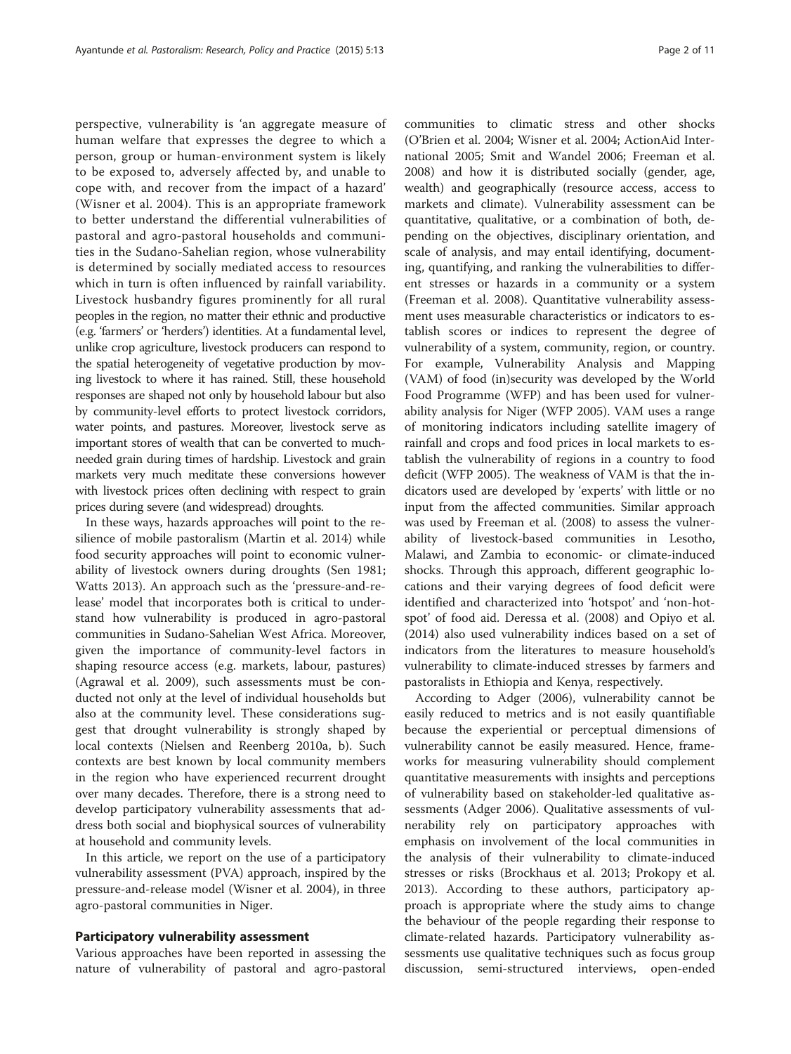perspective, vulnerability is 'an aggregate measure of human welfare that expresses the degree to which a person, group or human-environment system is likely to be exposed to, adversely affected by, and unable to cope with, and recover from the impact of a hazard' (Wisner et al. 2004). This is an appropriate framework to better understand the differential vulnerabilities of pastoral and agro-pastoral households and communities in the Sudano-Sahelian region, whose vulnerability is determined by socially mediated access to resources which in turn is often influenced by rainfall variability. Livestock husbandry figures prominently for all rural peoples in the region, no matter their ethnic and productive (e.g. 'farmers' or 'herders') identities. At a fundamental level, unlike crop agriculture, livestock producers can respond to the spatial heterogeneity of vegetative production by moving livestock to where it has rained. Still, these household responses are shaped not only by household labour but also by community-level efforts to protect livestock corridors, water points, and pastures. Moreover, livestock serve as important stores of wealth that can be converted to much-needed grain during times of hardship. Livestock and grain markets very much meditate these conversions however with livestock prices often declining with respect to grain prices during severe (and widespread) droughts.

In these ways, hazards approaches will point to the resilience of mobile pastoralism (Martin et al. 2014) while food security approaches will point to economic vulnerability of livestock owners during droughts (Sen 1981; Watts 2013). An approach such as the 'pressure-and-release' model that incorporates both is critical to understand how vulnerability is produced in agro-pastoral communities in Sudano-Sahelian West Africa. Moreover, given the importance of community-level factors in shaping resource access (e.g. markets, labour, pastures) (Agrawal et al. 2009), such assessments must be conducted not only at the level of individual households but also at the community level. These considerations suggest that drought vulnerability is strongly shaped by local contexts (Nielsen and Reenberg 2010a, b). Such contexts are best known by local community members in the region who have experienced recurrent drought over many decades. Therefore, there is a strong need to develop participatory vulnerability assessments that address both social and biophysical sources of vulnerability at household and community levels.

In this article, we report on the use of a participatory vulnerability assessment (PVA) approach, inspired by the pressure-and-release model (Wisner et al. 2004), in three agro-pastoral communities in Niger.

## Participatory vulnerability assessment

Various approaches have been reported in assessing the nature of vulnerability of pastoral and agro-pastoral communities to climatic stress and other shocks (O'Brien et al. 2004; Wisner et al. 2004; ActionAid International 2005; Smit and Wandel 2006; Freeman et al. 2008) and how it is distributed socially (gender, age, wealth) and geographically (resource access, access to markets and climate). Vulnerability assessment can be quantitative, qualitative, or a combination of both, depending on the objectives, disciplinary orientation, and scale of analysis, and may entail identifying, documenting, quantifying, and ranking the vulnerabilities to different stresses or hazards in a community or a system (Freeman et al. 2008). Quantitative vulnerability assessment uses measurable characteristics or indicators to establish scores or indices to represent the degree of vulnerability of a system, community, region, or country. For example, Vulnerability Analysis and Mapping (VAM) of food (in)security was developed by the World Food Programme (WFP) and has been used for vulnerability analysis for Niger (WFP 2005). VAM uses a range of monitoring indicators including satellite imagery of rainfall and crops and food prices in local markets to establish the vulnerability of regions in a country to food deficit (WFP 2005). The weakness of VAM is that the indicators used are developed by 'experts' with little or no input from the affected communities. Similar approach was used by Freeman et al. (2008) to assess the vulnerability of livestock-based communities in Lesotho, Malawi, and Zambia to economic- or climate-induced shocks. Through this approach, different geographic locations and their varying degrees of food deficit were identified and characterized into 'hotspot' and 'non-hotspot' of food aid. Deressa et al. (2008) and Opiyo et al. (2014) also used vulnerability indices based on a set of indicators from the literatures to measure household's vulnerability to climate-induced stresses by farmers and pastoralists in Ethiopia and Kenya, respectively.

According to Adger (2006), vulnerability cannot be easily reduced to metrics and is not easily quantifiable because the experiential or perceptual dimensions of vulnerability cannot be easily measured. Hence, frameworks for measuring vulnerability should complement quantitative measurements with insights and perceptions of vulnerability based on stakeholder-led qualitative assessments (Adger 2006). Qualitative assessments of vulnerability rely on participatory approaches with emphasis on involvement of the local communities in the analysis of their vulnerability to climate-induced stresses or risks (Brockhaus et al. 2013; Prokopy et al. 2013). According to these authors, participatory approach is appropriate where the study aims to change the behaviour of the people regarding their response to climate-related hazards. Participatory vulnerability assessments use qualitative techniques such as focus group discussion, semi-structured interviews, open-ended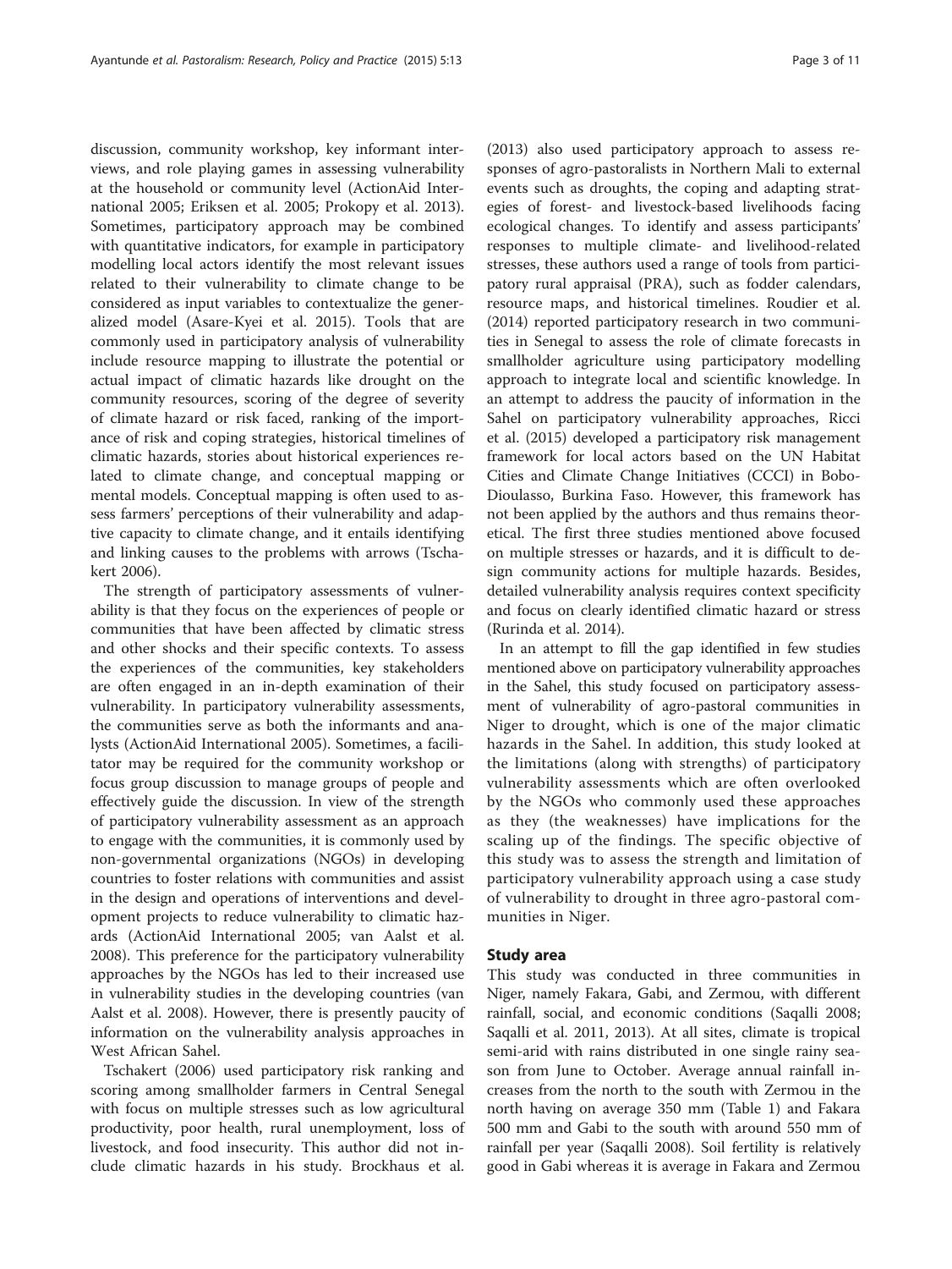discussion, community workshop, key informant interviews, and role playing games in assessing vulnerability at the household or community level (ActionAid International 2005; Eriksen et al. 2005; Prokopy et al. 2013). Sometimes, participatory approach may be combined with quantitative indicators, for example in participatory modelling local actors identify the most relevant issues related to their vulnerability to climate change to be considered as input variables to contextualize the generalized model (Asare-Kyei et al. 2015). Tools that are commonly used in participatory analysis of vulnerability include resource mapping to illustrate the potential or actual impact of climatic hazards like drought on the community resources, scoring of the degree of severity of climate hazard or risk faced, ranking of the importance of risk and coping strategies, historical timelines of climatic hazards, stories about historical experiences related to climate change, and conceptual mapping or mental models. Conceptual mapping is often used to assess farmers' perceptions of their vulnerability and adaptive capacity to climate change, and it entails identifying and linking causes to the problems with arrows (Tschakert 2006).

The strength of participatory assessments of vulnerability is that they focus on the experiences of people or communities that have been affected by climatic stress and other shocks and their specific contexts. To assess the experiences of the communities, key stakeholders are often engaged in an in-depth examination of their vulnerability. In participatory vulnerability assessments, the communities serve as both the informants and analysts (ActionAid International 2005). Sometimes, a facilitator may be required for the community workshop or focus group discussion to manage groups of people and effectively guide the discussion. In view of the strength of participatory vulnerability assessment as an approach to engage with the communities, it is commonly used by non-governmental organizations (NGOs) in developing countries to foster relations with communities and assist in the design and operations of interventions and development projects to reduce vulnerability to climatic hazards (ActionAid International 2005; van Aalst et al. 2008). This preference for the participatory vulnerability approaches by the NGOs has led to their increased use in vulnerability studies in the developing countries (van Aalst et al. 2008). However, there is presently paucity of information on the vulnerability analysis approaches in West African Sahel.

Tschakert (2006) used participatory risk ranking and scoring among smallholder farmers in Central Senegal with focus on multiple stresses such as low agricultural productivity, poor health, rural unemployment, loss of livestock, and food insecurity. This author did not include climatic hazards in his study. Brockhaus et al. (2013) also used participatory approach to assess responses of agro-pastoralists in Northern Mali to external events such as droughts, the coping and adapting strategies of forest- and livestock-based livelihoods facing ecological changes. To identify and assess participants' responses to multiple climate- and livelihood-related stresses, these authors used a range of tools from participatory rural appraisal (PRA), such as fodder calendars, resource maps, and historical timelines. Roudier et al. (2014) reported participatory research in two communities in Senegal to assess the role of climate forecasts in smallholder agriculture using participatory modelling approach to integrate local and scientific knowledge. In an attempt to address the paucity of information in the Sahel on participatory vulnerability approaches, Ricci et al. (2015) developed a participatory risk management framework for local actors based on the UN Habitat Cities and Climate Change Initiatives (CCCI) in Bobo-Dioulasso, Burkina Faso. However, this framework has not been applied by the authors and thus remains theoretical. The first three studies mentioned above focused on multiple stresses or hazards, and it is difficult to design community actions for multiple hazards. Besides, detailed vulnerability analysis requires context specificity and focus on clearly identified climatic hazard or stress (Rurinda et al. 2014).

In an attempt to fill the gap identified in few studies mentioned above on participatory vulnerability approaches in the Sahel, this study focused on participatory assessment of vulnerability of agro-pastoral communities in Niger to drought, which is one of the major climatic hazards in the Sahel. In addition, this study looked at the limitations (along with strengths) of participatory vulnerability assessments which are often overlooked by the NGOs who commonly used these approaches as they (the weaknesses) have implications for the scaling up of the findings. The specific objective of this study was to assess the strength and limitation of participatory vulnerability approach using a case study of vulnerability to drought in three agro-pastoral communities in Niger.

## Study area

This study was conducted in three communities in Niger, namely Fakara, Gabi, and Zermou, with different rainfall, social, and economic conditions (Saqalli 2008; Saqalli et al. 2011, 2013). At all sites, climate is tropical semi-arid with rains distributed in one single rainy season from June to October. Average annual rainfall increases from the north to the south with Zermou in the north having on average 350 mm (Table 1) and Fakara 500 mm and Gabi to the south with around 550 mm of rainfall per year (Saqalli 2008). Soil fertility is relatively good in Gabi whereas it is average in Fakara and Zermou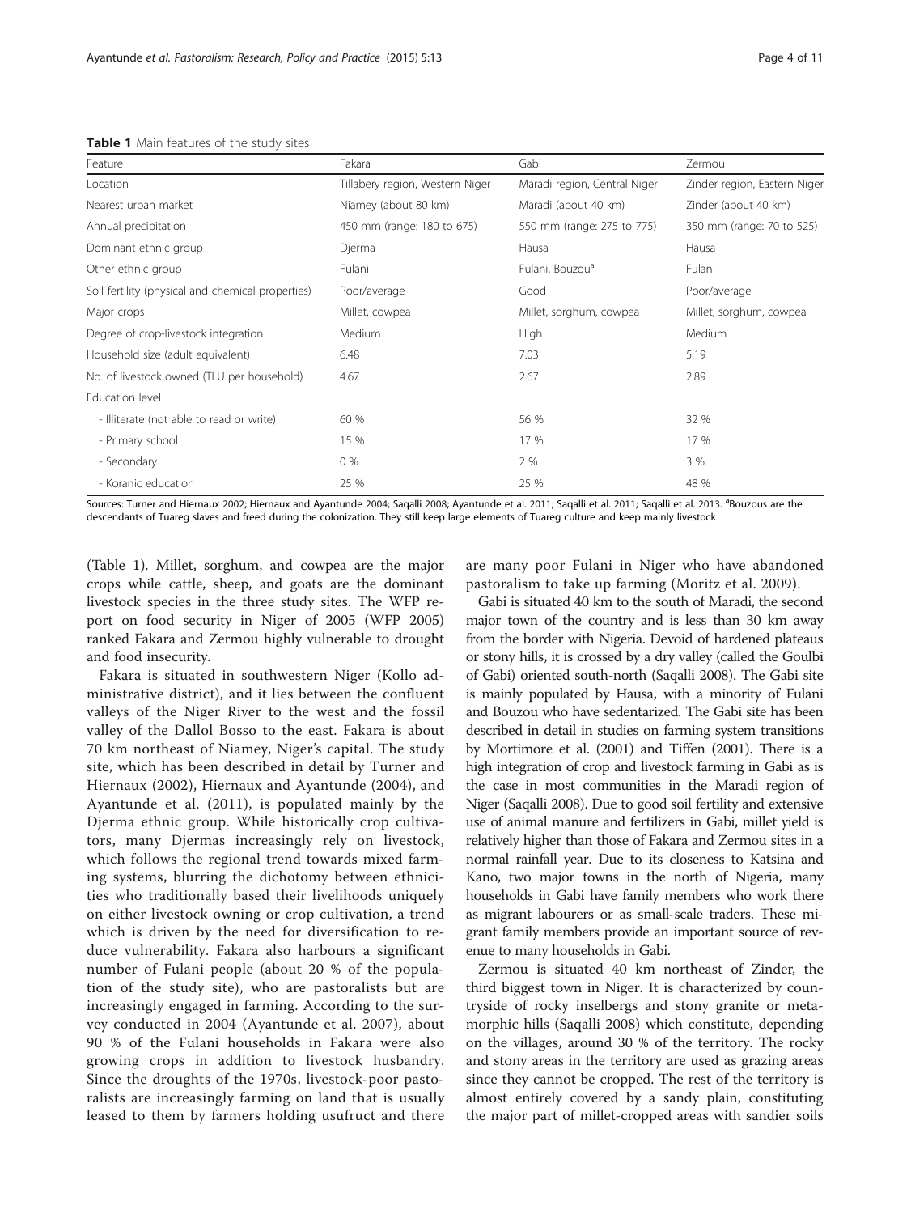**Table 1** Main features of the study sites

| Feature | Fakara | Gabi | Zermou |
|---|---|---|---|
| Location | Tillabery region, Western Niger | Maradi region, Central Niger | Zinder region, Eastern Niger |
| Nearest urban market | Niamey (about 80 km) | Maradi (about 40 km) | Zinder (about 40 km) |
| Annual precipitation | 450 mm (range: 180 to 675) | 550 mm (range: 275 to 775) | 350 mm (range: 70 to 525) |
| Dominant ethnic group | Djerma | Hausa | Hausa |
| Other ethnic group | Fulani | Fulani, Bouzou[a] | Fulani |
| Soil fertility (physical and chemical properties) | Poor/average | Good | Poor/average |
| Major crops | Millet, cowpea | Millet, sorghum, cowpea | Millet, sorghum, cowpea |
| Degree of crop-livestock integration | Medium | High | Medium |
| Household size (adult equivalent) | 6.48 | 7.03 | 5.19 |
| No. of livestock owned (TLU per household) | 4.67 | 2.67 | 2.89 |
| Education level | | | |
| - Illiterate (not able to read or write) | 60 % | 56 % | 32 % |
| - Primary school | 15 % | 17 % | 17 % |
| - Secondary | 0 % | 2 % | 3 % |
| - Koranic education | 25 % | 25 % | 48 % |

Sources: Turner and Hiernaux 2002; Hiernaux and Ayantunde 2004; Saqalli 2008; Ayantunde et al. 2011; Saqalli et al. 2011; Saqalli et al. 2013. [a]Bouzous are the descendants of Tuareg slaves and freed during the colonization. They still keep large elements of Tuareg culture and keep mainly livestock

(Table 1). Millet, sorghum, and cowpea are the major crops while cattle, sheep, and goats are the dominant livestock species in the three study sites. The WFP report on food security in Niger of 2005 (WFP 2005) ranked Fakara and Zermou highly vulnerable to drought and food insecurity.

Fakara is situated in southwestern Niger (Kollo administrative district), and it lies between the confluent valleys of the Niger River to the west and the fossil valley of the Dallol Bosso to the east. Fakara is about 70 km northeast of Niamey, Niger's capital. The study site, which has been described in detail by Turner and Hiernaux (2002), Hiernaux and Ayantunde (2004), and Ayantunde et al. (2011), is populated mainly by the Djerma ethnic group. While historically crop cultivators, many Djermas increasingly rely on livestock, which follows the regional trend towards mixed farming systems, blurring the dichotomy between ethnicities who traditionally based their livelihoods uniquely on either livestock owning or crop cultivation, a trend which is driven by the need for diversification to reduce vulnerability. Fakara also harbours a significant number of Fulani people (about 20 % of the population of the study site), who are pastoralists but are increasingly engaged in farming. According to the survey conducted in 2004 (Ayantunde et al. 2007), about 90 % of the Fulani households in Fakara were also growing crops in addition to livestock husbandry. Since the droughts of the 1970s, livestock-poor pastoralists are increasingly farming on land that is usually leased to them by farmers holding usufruct and there are many poor Fulani in Niger who have abandoned pastoralism to take up farming (Moritz et al. 2009).

Gabi is situated 40 km to the south of Maradi, the second major town of the country and is less than 30 km away from the border with Nigeria. Devoid of hardened plateaus or stony hills, it is crossed by a dry valley (called the Goulbi of Gabi) oriented south-north (Saqalli 2008). The Gabi site is mainly populated by Hausa, with a minority of Fulani and Bouzou who have sedentarized. The Gabi site has been described in detail in studies on farming system transitions by Mortimore et al. (2001) and Tiffen (2001). There is a high integration of crop and livestock farming in Gabi as is the case in most communities in the Maradi region of Niger (Saqalli 2008). Due to good soil fertility and extensive use of animal manure and fertilizers in Gabi, millet yield is relatively higher than those of Fakara and Zermou sites in a normal rainfall year. Due to its closeness to Katsina and Kano, two major towns in the north of Nigeria, many households in Gabi have family members who work there as migrant labourers or as small-scale traders. These migrant family members provide an important source of revenue to many households in Gabi.

Zermou is situated 40 km northeast of Zinder, the third biggest town in Niger. It is characterized by countryside of rocky inselbergs and stony granite or metamorphic hills (Saqalli 2008) which constitute, depending on the villages, around 30 % of the territory. The rocky and stony areas in the territory are used as grazing areas since they cannot be cropped. The rest of the territory is almost entirely covered by a sandy plain, constituting the major part of millet-cropped areas with sandier soils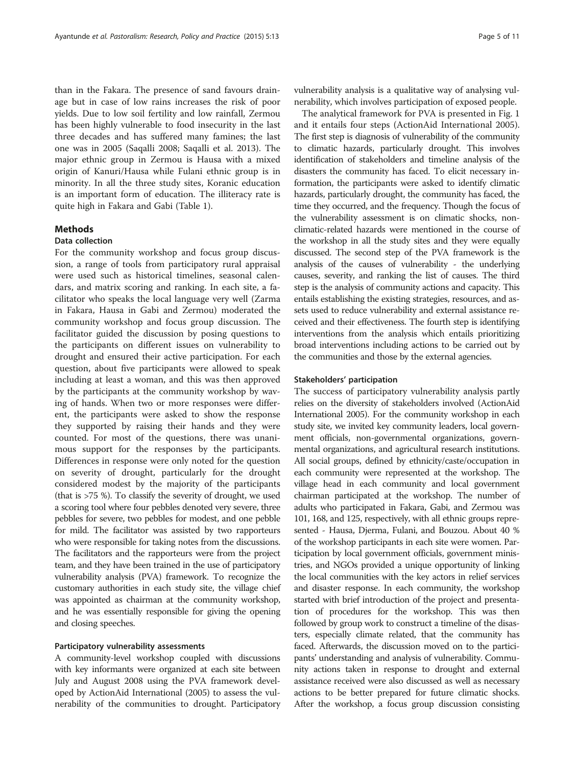than in the Fakara. The presence of sand favours drainage but in case of low rains increases the risk of poor yields. Due to low soil fertility and low rainfall, Zermou has been highly vulnerable to food insecurity in the last three decades and has suffered many famines; the last one was in 2005 (Saqalli 2008; Saqalli et al. 2013). The major ethnic group in Zermou is Hausa with a mixed origin of Kanuri/Hausa while Fulani ethnic group is in minority. In all the three study sites, Koranic education is an important form of education. The illiteracy rate is quite high in Fakara and Gabi (Table 1).

## Methods

### Data collection

For the community workshop and focus group discussion, a range of tools from participatory rural appraisal were used such as historical timelines, seasonal calendars, and matrix scoring and ranking. In each site, a facilitator who speaks the local language very well (Zarma in Fakara, Hausa in Gabi and Zermou) moderated the community workshop and focus group discussion. The facilitator guided the discussion by posing questions to the participants on different issues on vulnerability to drought and ensured their active participation. For each question, about five participants were allowed to speak including at least a woman, and this was then approved by the participants at the community workshop by waving of hands. When two or more responses were different, the participants were asked to show the response they supported by raising their hands and they were counted. For most of the questions, there was unanimous support for the responses by the participants. Differences in response were only noted for the question on severity of drought, particularly for the drought considered modest by the majority of the participants (that is >75 %). To classify the severity of drought, we used a scoring tool where four pebbles denoted very severe, three pebbles for severe, two pebbles for modest, and one pebble for mild. The facilitator was assisted by two rapporteurs who were responsible for taking notes from the discussions. The facilitators and the rapporteurs were from the project team, and they have been trained in the use of participatory vulnerability analysis (PVA) framework. To recognize the customary authorities in each study site, the village chief was appointed as chairman at the community workshop, and he was essentially responsible for giving the opening and closing speeches.

#### Participatory vulnerability assessments

A community-level workshop coupled with discussions with key informants were organized at each site between July and August 2008 using the PVA framework developed by ActionAid International (2005) to assess the vulnerability of the communities to drought. Participatory vulnerability analysis is a qualitative way of analysing vulnerability, which involves participation of exposed people.

The analytical framework for PVA is presented in Fig. 1 and it entails four steps (ActionAid International 2005). The first step is diagnosis of vulnerability of the community to climatic hazards, particularly drought. This involves identification of stakeholders and timeline analysis of the disasters the community has faced. To elicit necessary information, the participants were asked to identify climatic hazards, particularly drought, the community has faced, the time they occurred, and the frequency. Though the focus of the vulnerability assessment is on climatic shocks, non-climatic-related hazards were mentioned in the course of the workshop in all the study sites and they were equally discussed. The second step of the PVA framework is the analysis of the causes of vulnerability - the underlying causes, severity, and ranking the list of causes. The third step is the analysis of community actions and capacity. This entails establishing the existing strategies, resources, and assets used to reduce vulnerability and external assistance received and their effectiveness. The fourth step is identifying interventions from the analysis which entails prioritizing broad interventions including actions to be carried out by the communities and those by the external agencies.

#### Stakeholders' participation

The success of participatory vulnerability analysis partly relies on the diversity of stakeholders involved (ActionAid International 2005). For the community workshop in each study site, we invited key community leaders, local government officials, non-governmental organizations, governmental organizations, and agricultural research institutions. All social groups, defined by ethnicity/caste/occupation in each community were represented at the workshop. The village head in each community and local government chairman participated at the workshop. The number of adults who participated in Fakara, Gabi, and Zermou was 101, 168, and 125, respectively, with all ethnic groups represented - Hausa, Djerma, Fulani, and Bouzou. About 40 % of the workshop participants in each site were women. Participation by local government officials, government ministries, and NGOs provided a unique opportunity of linking the local communities with the key actors in relief services and disaster response. In each community, the workshop started with brief introduction of the project and presentation of procedures for the workshop. This was then followed by group work to construct a timeline of the disasters, especially climate related, that the community has faced. Afterwards, the discussion moved on to the participants' understanding and analysis of vulnerability. Community actions taken in response to drought and external assistance received were also discussed as well as necessary actions to be better prepared for future climatic shocks. After the workshop, a focus group discussion consisting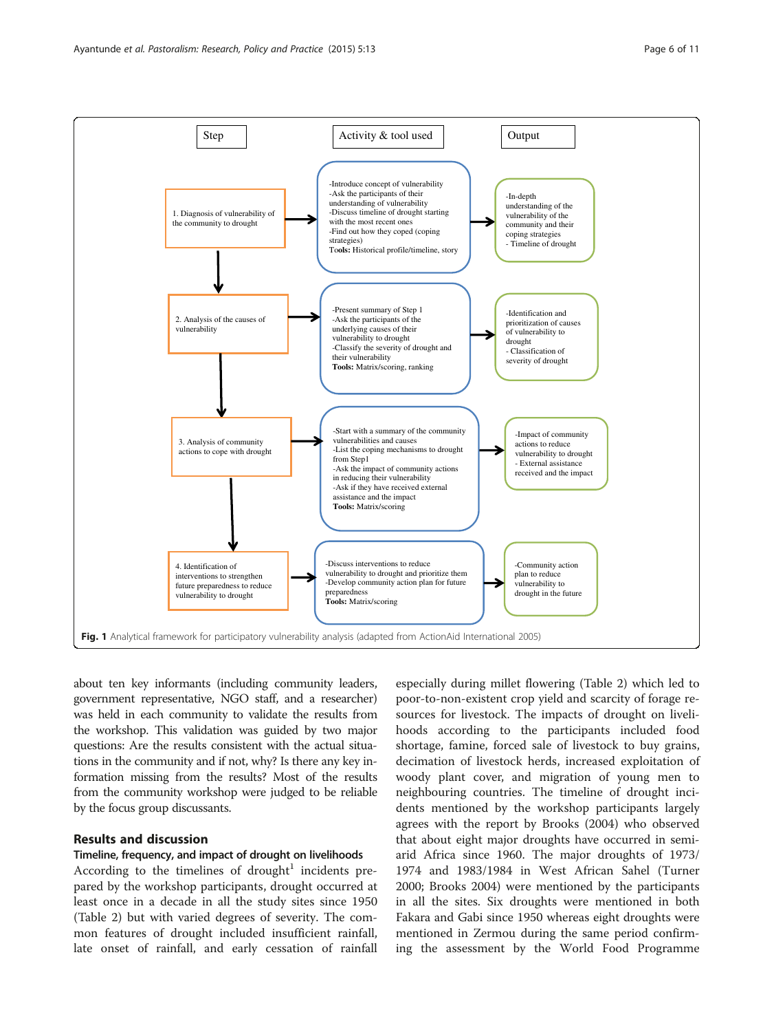| Step | Activity & tool used | Output |
| --- | --- | --- |
| 1. Diagnosis of vulnerability of the community to drought | -Introduce concept of vulnerability<br>-Ask the participants of their understanding of vulnerability<br>-Discuss timeline of drought starting with the most recent ones<br>-Find out how they coped (coping strategies)<br>**Tools:** Historical profile/timeline, story | -In-depth understanding of the vulnerability of the community and their coping strategies<br>- Timeline of drought |
| 2. Analysis of the causes of vulnerability | -Present summary of Step 1<br>-Ask the participants of the underlying causes of their vulnerability to drought<br>-Classify the severity of drought and their vulnerability<br>**Tools:** Matrix/scoring, ranking | -Identification and prioritization of causes of vulnerability to drought<br>- Classification of severity of drought |
| 3. Analysis of community actions to cope with drought | -Start with a summary of the community vulnerabilities and causes<br>-List the coping mechanisms to drought from Step1<br>-Ask the impact of community actions in reducing their vulnerability<br>-Ask if they have received external assistance and the impact<br>**Tools:** Matrix/scoring | -Impact of community actions to reduce vulnerability to drought<br>- External assistance received and the impact |
| 4. Identification of interventions to strengthen future preparedness to reduce vulnerability to drought | -Discuss interventions to reduce vulnerability to drought and prioritize them<br>-Develop community action plan for future preparedness<br>**Tools:** Matrix/scoring | -Community action plan to reduce vulnerability to drought in the future |

**Fig. 1** Analytical framework for participatory vulnerability analysis (adapted from ActionAid International 2005)

about ten key informants (including community leaders, government representative, NGO staff, and a researcher) was held in each community to validate the results from the workshop. This validation was guided by two major questions: Are the results consistent with the actual situations in the community and if not, why? Is there any key information missing from the results? Most of the results from the community workshop were judged to be reliable by the focus group discussants.

## Results and discussion

### Timeline, frequency, and impact of drought on livelihoods

According to the timelines of drought[1] incidents prepared by the workshop participants, drought occurred at least once in a decade in all the study sites since 1950 (Table 2) but with varied degrees of severity. The common features of drought included insufficient rainfall, late onset of rainfall, and early cessation of rainfall especially during millet flowering (Table 2) which led to poor-to-non-existent crop yield and scarcity of forage resources for livestock. The impacts of drought on livelihoods according to the participants included food shortage, famine, forced sale of livestock to buy grains, decimation of livestock herds, increased exploitation of woody plant cover, and migration of young men to neighbouring countries. The timeline of drought incidents mentioned by the workshop participants largely agrees with the report by Brooks (2004) who observed that about eight major droughts have occurred in semi-arid Africa since 1960. The major droughts of 1973/1974 and 1983/1984 in West African Sahel (Turner 2000; Brooks 2004) were mentioned by the participants in all the sites. Six droughts were mentioned in both Fakara and Gabi since 1950 whereas eight droughts were mentioned in Zermou during the same period confirming the assessment by the World Food Programme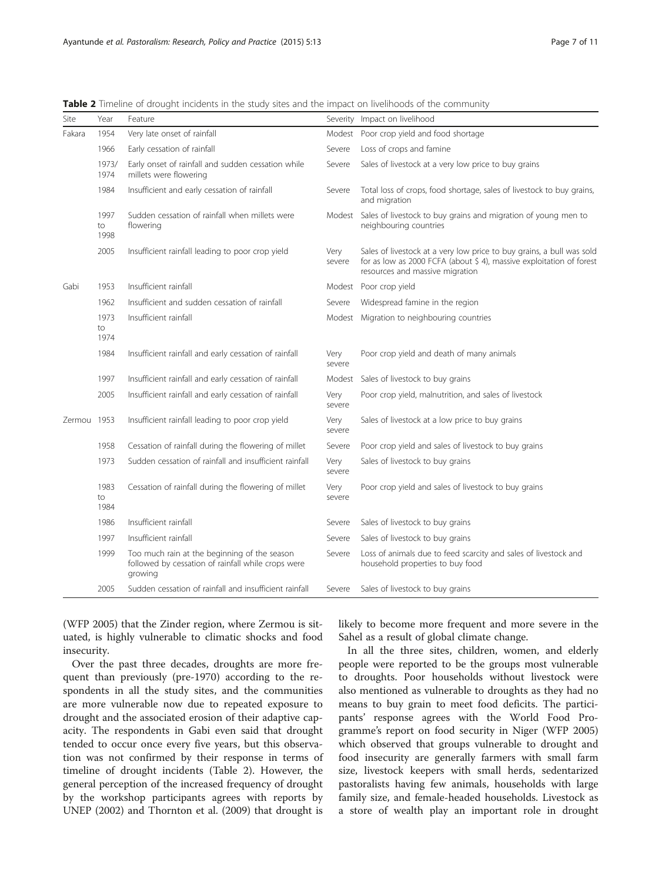**Table 2** Timeline of drought incidents in the study sites and the impact on livelihoods of the community

| Site | Year | Feature | Severity | Impact on livelihood |
|---|---|---|---|---|
| Fakara | 1954 | Very late onset of rainfall | Modest | Poor crop yield and food shortage |
| | 1966 | Early cessation of rainfall | Severe | Loss of crops and famine |
| | 1973/1974 | Early onset of rainfall and sudden cessation while millets were flowering | Severe | Sales of livestock at a very low price to buy grains |
| | 1984 | Insufficient and early cessation of rainfall | Severe | Total loss of crops, food shortage, sales of livestock to buy grains, and migration |
| | 1997 to 1998 | Sudden cessation of rainfall when millets were flowering | Modest | Sales of livestock to buy grains and migration of young men to neighbouring countries |
| | 2005 | Insufficient rainfall leading to poor crop yield | Very severe | Sales of livestock at a very low price to buy grains, a bull was sold for as low as 2000 FCFA (about $ 4), massive exploitation of forest resources and massive migration |
| Gabi | 1953 | Insufficient rainfall | Modest | Poor crop yield |
| | 1962 | Insufficient and sudden cessation of rainfall | Severe | Widespread famine in the region |
| | 1973 to 1974 | Insufficient rainfall | Modest | Migration to neighbouring countries |
| | 1984 | Insufficient rainfall and early cessation of rainfall | Very severe | Poor crop yield and death of many animals |
| | 1997 | Insufficient rainfall and early cessation of rainfall | Modest | Sales of livestock to buy grains |
| | 2005 | Insufficient rainfall and early cessation of rainfall | Very severe | Poor crop yield, malnutrition, and sales of livestock |
| Zermou | 1953 | Insufficient rainfall leading to poor crop yield | Very severe | Sales of livestock at a low price to buy grains |
| | 1958 | Cessation of rainfall during the flowering of millet | Severe | Poor crop yield and sales of livestock to buy grains |
| | 1973 | Sudden cessation of rainfall and insufficient rainfall | Very severe | Sales of livestock to buy grains |
| | 1983 to 1984 | Cessation of rainfall during the flowering of millet | Very severe | Poor crop yield and sales of livestock to buy grains |
| | 1986 | Insufficient rainfall | Severe | Sales of livestock to buy grains |
| | 1997 | Insufficient rainfall | Severe | Sales of livestock to buy grains |
| | 1999 | Too much rain at the beginning of the season followed by cessation of rainfall while crops were growing | Severe | Loss of animals due to feed scarcity and sales of livestock and household properties to buy food |
| | 2005 | Sudden cessation of rainfall and insufficient rainfall | Severe | Sales of livestock to buy grains |

(WFP 2005) that the Zinder region, where Zermou is situated, is highly vulnerable to climatic shocks and food insecurity.

Over the past three decades, droughts are more frequent than previously (pre-1970) according to the respondents in all the study sites, and the communities are more vulnerable now due to repeated exposure to drought and the associated erosion of their adaptive capacity. The respondents in Gabi even said that drought tended to occur once every five years, but this observation was not confirmed by their response in terms of timeline of drought incidents (Table 2). However, the general perception of the increased frequency of drought by the workshop participants agrees with reports by UNEP (2002) and Thornton et al. (2009) that drought is likely to become more frequent and more severe in the Sahel as a result of global climate change.

In all the three sites, children, women, and elderly people were reported to be the groups most vulnerable to droughts. Poor households without livestock were also mentioned as vulnerable to droughts as they had no means to buy grain to meet food deficits. The participants' response agrees with the World Food Programme's report on food security in Niger (WFP 2005) which observed that groups vulnerable to drought and food insecurity are generally farmers with small farm size, livestock keepers with small herds, sedentarized pastoralists having few animals, households with large family size, and female-headed households. Livestock as a store of wealth play an important role in drought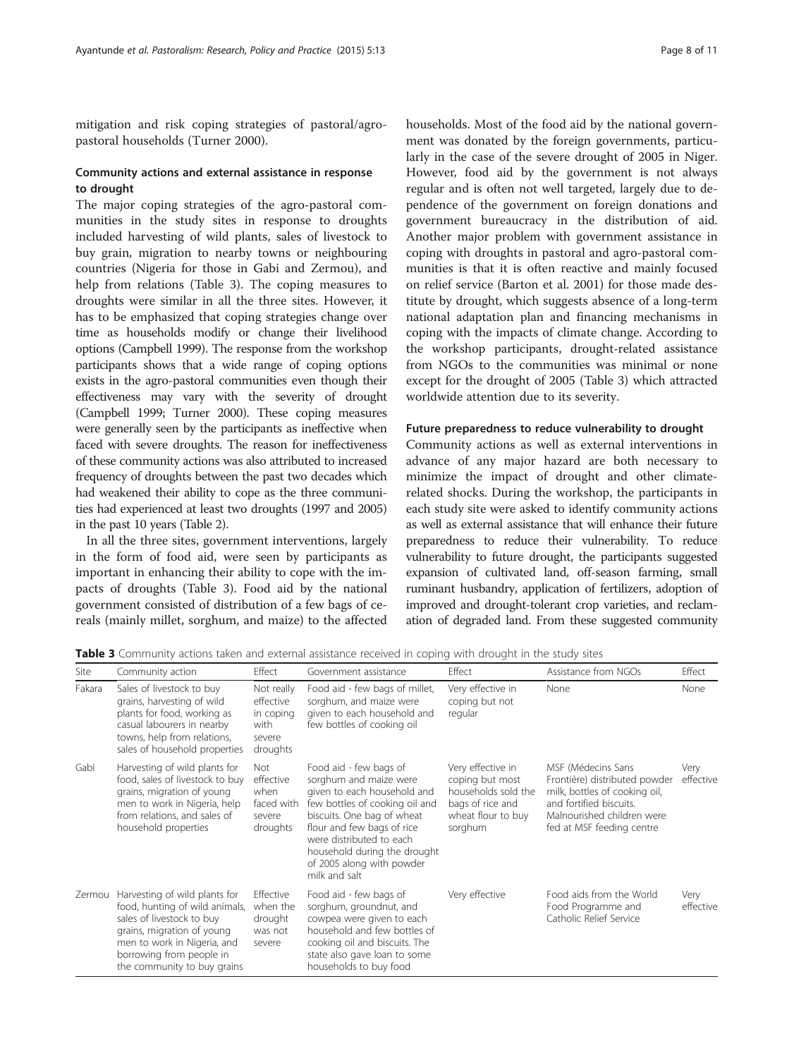mitigation and risk coping strategies of pastoral/agro-pastoral households (Turner 2000).

### Community actions and external assistance in response to drought

The major coping strategies of the agro-pastoral communities in the study sites in response to droughts included harvesting of wild plants, sales of livestock to buy grain, migration to nearby towns or neighbouring countries (Nigeria for those in Gabi and Zermou), and help from relations (Table 3). The coping measures to droughts were similar in all the three sites. However, it has to be emphasized that coping strategies change over time as households modify or change their livelihood options (Campbell 1999). The response from the workshop participants shows that a wide range of coping options exists in the agro-pastoral communities even though their effectiveness may vary with the severity of drought (Campbell 1999; Turner 2000). These coping measures were generally seen by the participants as ineffective when faced with severe droughts. The reason for ineffectiveness of these community actions was also attributed to increased frequency of droughts between the past two decades which had weakened their ability to cope as the three communities had experienced at least two droughts (1997 and 2005) in the past 10 years (Table 2).

In all the three sites, government interventions, largely in the form of food aid, were seen by participants as important in enhancing their ability to cope with the impacts of droughts (Table 3). Food aid by the national government consisted of distribution of a few bags of cereals (mainly millet, sorghum, and maize) to the affected households. Most of the food aid by the national government was donated by the foreign governments, particularly in the case of the severe drought of 2005 in Niger. However, food aid by the government is not always regular and is often not well targeted, largely due to dependence of the government on foreign donations and government bureaucracy in the distribution of aid. Another major problem with government assistance in coping with droughts in pastoral and agro-pastoral communities is that it is often reactive and mainly focused on relief service (Barton et al. 2001) for those made destitute by drought, which suggests absence of a long-term national adaptation plan and financing mechanisms in coping with the impacts of climate change. According to the workshop participants, drought-related assistance from NGOs to the communities was minimal or none except for the drought of 2005 (Table 3) which attracted worldwide attention due to its severity.

### Future preparedness to reduce vulnerability to drought

Community actions as well as external interventions in advance of any major hazard are both necessary to minimize the impact of drought and other climate-related shocks. During the workshop, the participants in each study site were asked to identify community actions as well as external assistance that will enhance their future preparedness to reduce their vulnerability. To reduce vulnerability to future drought, the participants suggested expansion of cultivated land, off-season farming, small ruminant husbandry, application of fertilizers, adoption of improved and drought-tolerant crop varieties, and reclamation of degraded land. From these suggested community

**Table 3** Community actions taken and external assistance received in coping with drought in the study sites

| Site | Community action | Effect | Government assistance | Effect | Assistance from NGOs | Effect |
|---|---|---|---|---|---|---|
| Fakara | Sales of livestock to buy grains, harvesting of wild plants for food, working as casual labourers in nearby towns, help from relations, sales of household properties | Not really effective in coping with severe droughts | Food aid - few bags of millet, sorghum, and maize were given to each household and few bottles of cooking oil | Very effective in coping but not regular | None | None |
| Gabi | Harvesting of wild plants for food, sales of livestock to buy grains, migration of young men to work in Nigeria, help from relations, and sales of household properties | Not effective when faced with severe droughts | Food aid - few bags of sorghum and maize were given to each household and few bottles of cooking oil and biscuits. One bag of wheat flour and few bags of rice were distributed to each household during the drought of 2005 along with powder milk and salt | Very effective in coping but most households sold the bags of rice and wheat flour to buy sorghum | MSF (Médecins Sans Frontière) distributed powder milk, bottles of cooking oil, and fortified biscuits. Malnourished children were fed at MSF feeding centre | Very effective |
| Zermou | Harvesting of wild plants for food, hunting of wild animals, sales of livestock to buy grains, migration of young men to work in Nigeria, and borrowing from people in the community to buy grains | Effective when the drought was not severe | Food aid - few bags of sorghum, groundnut, and cowpea were given to each household and few bottles of cooking oil and biscuits. The state also gave loan to some households to buy food | Very effective | Food aids from the World Food Programme and Catholic Relief Service | Very effective |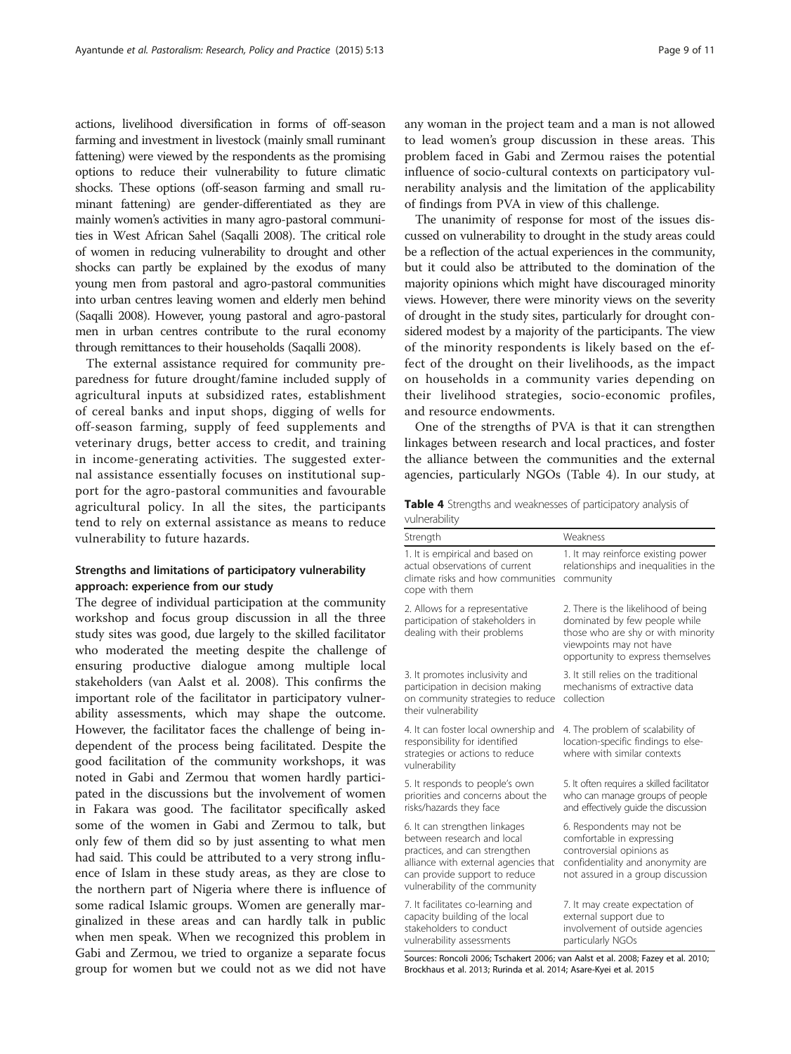actions, livelihood diversification in forms of off-season farming and investment in livestock (mainly small ruminant fattening) were viewed by the respondents as the promising options to reduce their vulnerability to future climatic shocks. These options (off-season farming and small ruminant fattening) are gender-differentiated as they are mainly women's activities in many agro-pastoral communities in West African Sahel (Saqalli 2008). The critical role of women in reducing vulnerability to drought and other shocks can partly be explained by the exodus of many young men from pastoral and agro-pastoral communities into urban centres leaving women and elderly men behind (Saqalli 2008). However, young pastoral and agro-pastoral men in urban centres contribute to the rural economy through remittances to their households (Saqalli 2008).

The external assistance required for community preparedness for future drought/famine included supply of agricultural inputs at subsidized rates, establishment of cereal banks and input shops, digging of wells for off-season farming, supply of feed supplements and veterinary drugs, better access to credit, and training in income-generating activities. The suggested external assistance essentially focuses on institutional support for the agro-pastoral communities and favourable agricultural policy. In all the sites, the participants tend to rely on external assistance as means to reduce vulnerability to future hazards.

### Strengths and limitations of participatory vulnerability approach: experience from our study

The degree of individual participation at the community workshop and focus group discussion in all the three study sites was good, due largely to the skilled facilitator who moderated the meeting despite the challenge of ensuring productive dialogue among multiple local stakeholders (van Aalst et al. 2008). This confirms the important role of the facilitator in participatory vulnerability assessments, which may shape the outcome. However, the facilitator faces the challenge of being independent of the process being facilitated. Despite the good facilitation of the community workshops, it was noted in Gabi and Zermou that women hardly participated in the discussions but the involvement of women in Fakara was good. The facilitator specifically asked some of the women in Gabi and Zermou to talk, but only few of them did so by just assenting to what men had said. This could be attributed to a very strong influence of Islam in these study areas, as they are close to the northern part of Nigeria where there is influence of some radical Islamic groups. Women are generally marginalized in these areas and can hardly talk in public when men speak. When we recognized this problem in Gabi and Zermou, we tried to organize a separate focus group for women but we could not as we did not have any woman in the project team and a man is not allowed to lead women's group discussion in these areas. This problem faced in Gabi and Zermou raises the potential influence of socio-cultural contexts on participatory vulnerability analysis and the limitation of the applicability of findings from PVA in view of this challenge.

The unanimity of response for most of the issues discussed on vulnerability to drought in the study areas could be a reflection of the actual experiences in the community, but it could also be attributed to the domination of the majority opinions which might have discouraged minority views. However, there were minority views on the severity of drought in the study sites, particularly for drought considered modest by a majority of the participants. The view of the minority respondents is likely based on the effect of the drought on their livelihoods, as the impact on households in a community varies depending on their livelihood strategies, socio-economic profiles, and resource endowments.

One of the strengths of PVA is that it can strengthen linkages between research and local practices, and foster the alliance between the communities and the external agencies, particularly NGOs (Table 4). In our study, at

**Table 4** Strengths and weaknesses of participatory analysis of vulnerability

| Strength | Weakness |
|---|---|
| 1. It is empirical and based on actual observations of current climate risks and how communities cope with them | 1. It may reinforce existing power relationships and inequalities in the community |
| 2. Allows for a representative participation of stakeholders in dealing with their problems | 2. There is the likelihood of being dominated by few people while those who are shy or with minority viewpoints may not have opportunity to express themselves |
| 3. It promotes inclusivity and participation in decision making on community strategies to reduce their vulnerability | 3. It still relies on the traditional mechanisms of extractive data collection |
| 4. It can foster local ownership and responsibility for identified strategies or actions to reduce vulnerability | 4. The problem of scalability of location-specific findings to elsewhere with similar contexts |
| 5. It responds to people's own priorities and concerns about the risks/hazards they face | 5. It often requires a skilled facilitator who can manage groups of people and effectively guide the discussion |
| 6. It can strengthen linkages between research and local practices, and can strengthen alliance with external agencies that can provide support to reduce vulnerability of the community | 6. Respondents may not be comfortable in expressing controversial opinions as confidentiality and anonymity are not assured in a group discussion |
| 7. It facilitates co-learning and capacity building of the local stakeholders to conduct vulnerability assessments | 7. It may create expectation of external support due to involvement of outside agencies particularly NGOs |

Sources: Roncoli 2006; Tschakert 2006; van Aalst et al. 2008; Fazey et al. 2010; Brockhaus et al. 2013; Rurinda et al. 2014; Asare-Kyei et al. 2015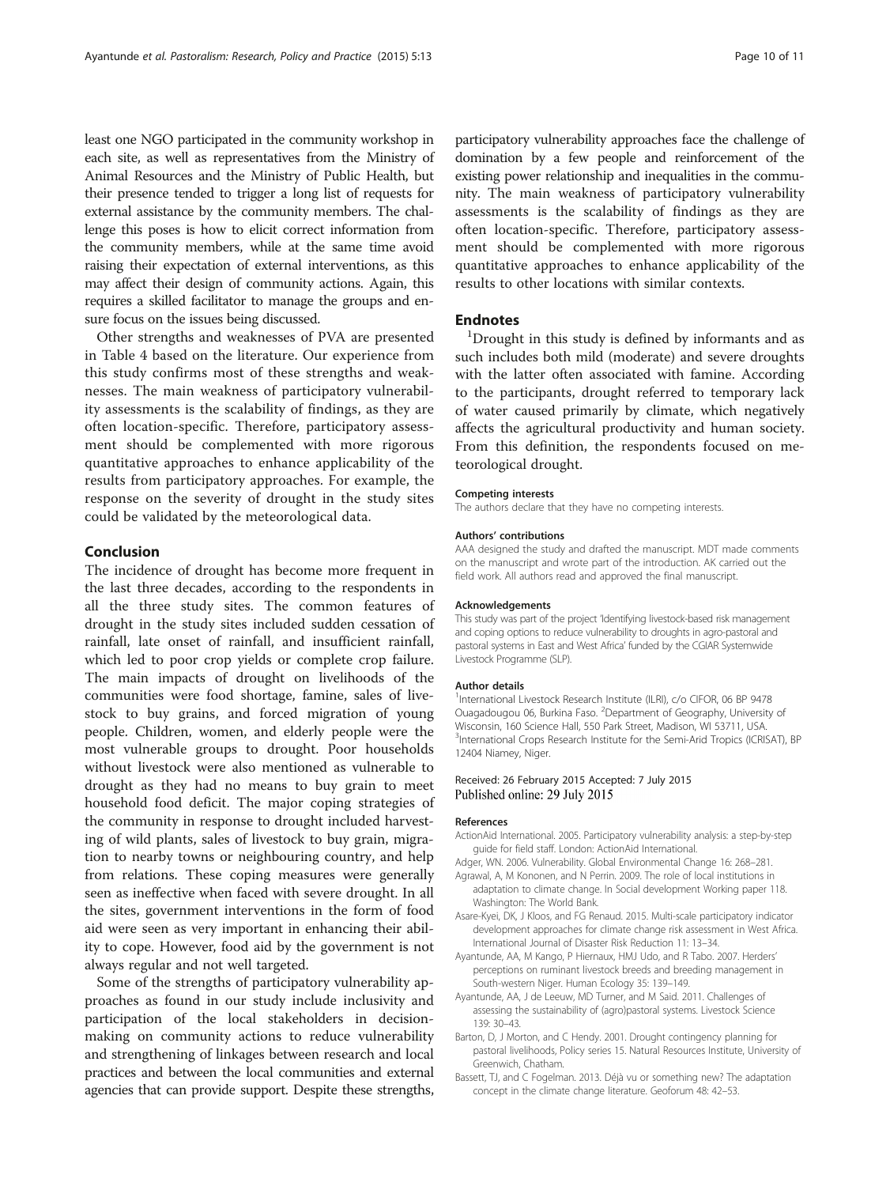least one NGO participated in the community workshop in each site, as well as representatives from the Ministry of Animal Resources and the Ministry of Public Health, but their presence tended to trigger a long list of requests for external assistance by the community members. The challenge this poses is how to elicit correct information from the community members, while at the same time avoid raising their expectation of external interventions, as this may affect their design of community actions. Again, this requires a skilled facilitator to manage the groups and ensure focus on the issues being discussed.

Other strengths and weaknesses of PVA are presented in Table 4 based on the literature. Our experience from this study confirms most of these strengths and weaknesses. The main weakness of participatory vulnerability assessments is the scalability of findings, as they are often location-specific. Therefore, participatory assessment should be complemented with more rigorous quantitative approaches to enhance applicability of the results from participatory approaches. For example, the response on the severity of drought in the study sites could be validated by the meteorological data.

## Conclusion

The incidence of drought has become more frequent in the last three decades, according to the respondents in all the three study sites. The common features of drought in the study sites included sudden cessation of rainfall, late onset of rainfall, and insufficient rainfall, which led to poor crop yields or complete crop failure. The main impacts of drought on livelihoods of the communities were food shortage, famine, sales of livestock to buy grains, and forced migration of young people. Children, women, and elderly people were the most vulnerable groups to drought. Poor households without livestock were also mentioned as vulnerable to drought as they had no means to buy grain to meet household food deficit. The major coping strategies of the community in response to drought included harvesting of wild plants, sales of livestock to buy grain, migration to nearby towns or neighbouring country, and help from relations. These coping measures were generally seen as ineffective when faced with severe drought. In all the sites, government interventions in the form of food aid were seen as very important in enhancing their ability to cope. However, food aid by the government is not always regular and not well targeted.

Some of the strengths of participatory vulnerability approaches as found in our study include inclusivity and participation of the local stakeholders in decision-making on community actions to reduce vulnerability and strengthening of linkages between research and local practices and between the local communities and external agencies that can provide support. Despite these strengths, participatory vulnerability approaches face the challenge of domination by a few people and reinforcement of the existing power relationship and inequalities in the community. The main weakness of participatory vulnerability assessments is the scalability of findings as they are often location-specific. Therefore, participatory assessment should be complemented with more rigorous quantitative approaches to enhance applicability of the results to other locations with similar contexts.

## Endnotes

[1]Drought in this study is defined by informants and as such includes both mild (moderate) and severe droughts with the latter often associated with famine. According to the participants, drought referred to temporary lack of water caused primarily by climate, which negatively affects the agricultural productivity and human society. From this definition, the respondents focused on meteorological drought.

#### Competing interests

The authors declare that they have no competing interests.

#### Authors' contributions

AAA designed the study and drafted the manuscript. MDT made comments on the manuscript and wrote part of the introduction. AK carried out the field work. All authors read and approved the final manuscript.

#### Acknowledgements

This study was part of the project 'Identifying livestock-based risk management and coping options to reduce vulnerability to droughts in agro-pastoral and pastoral systems in East and West Africa' funded by the CGIAR Systemwide Livestock Programme (SLP).

#### Author details

[1]International Livestock Research Institute (ILRI), c/o CIFOR, 06 BP 9478 Ouagadougou 06, Burkina Faso. [2]Department of Geography, University of Wisconsin, 160 Science Hall, 550 Park Street, Madison, WI 53711, USA. [3]International Crops Research Institute for the Semi-Arid Tropics (ICRISAT), BP 12404 Niamey, Niger.

Received: 26 February 2015 Accepted: 7 July 2015
Published online: 29 July 2015

#### References

- ActionAid International. 2005. Participatory vulnerability analysis: a step-by-step guide for field staff. London: ActionAid International.
- Adger, WN. 2006. Vulnerability. Global Environmental Change 16: 268–281.
- Agrawal, A, M Kononen, and N Perrin. 2009. The role of local institutions in adaptation to climate change. In Social development Working paper 118. Washington: The World Bank.
- Asare-Kyei, DK, J Kloos, and FG Renaud. 2015. Multi-scale participatory indicator development approaches for climate change risk assessment in West Africa. International Journal of Disaster Risk Reduction 11: 13–34.
- Ayantunde, AA, M Kango, P Hiernaux, HMJ Udo, and R Tabo. 2007. Herders' perceptions on ruminant livestock breeds and breeding management in South-western Niger. Human Ecology 35: 139–149.
- Ayantunde, AA, J de Leeuw, MD Turner, and M Said. 2011. Challenges of assessing the sustainability of (agro)pastoral systems. Livestock Science 139: 30–43.
- Barton, D, J Morton, and C Hendy. 2001. Drought contingency planning for pastoral livelihoods, Policy series 15. Natural Resources Institute, University of Greenwich, Chatham.
- Bassett, TJ, and C Fogelman. 2013. Déjà vu or something new? The adaptation concept in the climate change literature. Geoforum 48: 42–53.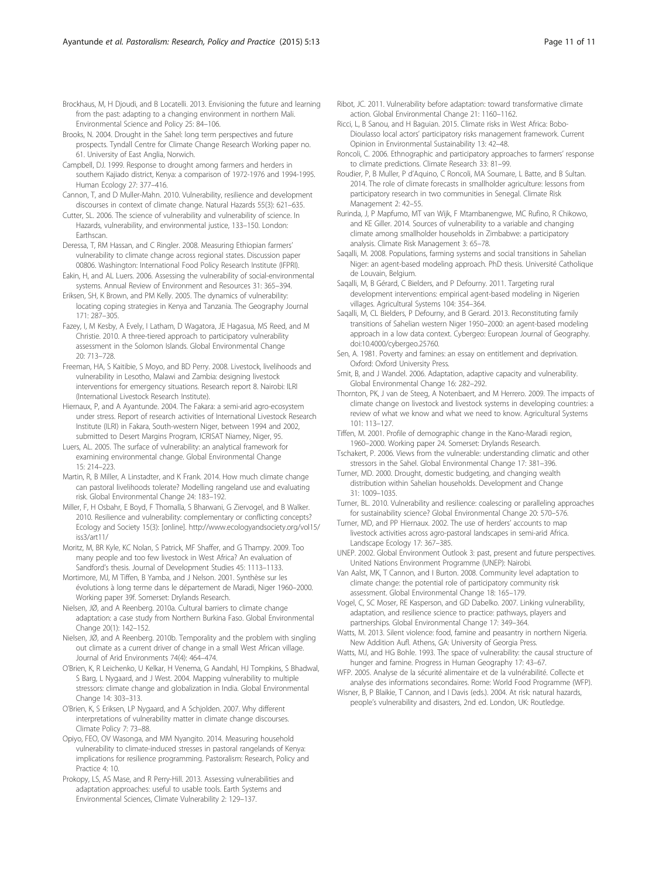Brockhaus, M, H Djoudi, and B Locatelli. 2013. Envisioning the future and learning from the past: adapting to a changing environment in northern Mali. Environmental Science and Policy 25: 84–106.

Brooks, N. 2004. Drought in the Sahel: long term perspectives and future prospects. Tyndall Centre for Climate Change Research Working paper no. 61. University of East Anglia, Norwich.

Campbell, DJ. 1999. Response to drought among farmers and herders in southern Kajiado district, Kenya: a comparison of 1972-1976 and 1994-1995. Human Ecology 27: 377–416.

Cannon, T, and D Muller-Mahn. 2010. Vulnerability, resilience and development discourses in context of climate change. Natural Hazards 55(3): 621–635.

Cutter, SL. 2006. The science of vulnerability and vulnerability of science. In Hazards, vulnerability, and environmental justice, 133–150. London: Earthscan.

Deressa, T, RM Hassan, and C Ringler. 2008. Measuring Ethiopian farmers' vulnerability to climate change across regional states. Discussion paper 00806. Washington: International Food Policy Research Institute (IFPRI).

Eakin, H, and AL Luers. 2006. Assessing the vulnerability of social-environmental systems. Annual Review of Environment and Resources 31: 365–394.

Eriksen, SH, K Brown, and PM Kelly. 2005. The dynamics of vulnerability: locating coping strategies in Kenya and Tanzania. The Geography Journal 171: 287–305.

Fazey, I, M Kesby, A Evely, I Latham, D Wagatora, JE Hagasua, MS Reed, and M Christie. 2010. A three-tiered approach to participatory vulnerability assessment in the Solomon Islands. Global Environmental Change 20: 713–728.

Freeman, HA, S Kaitibie, S Moyo, and BD Perry. 2008. Livestock, livelihoods and vulnerability in Lesotho, Malawi and Zambia: designing livestock interventions for emergency situations. Research report 8. Nairobi: ILRI (International Livestock Research Institute).

Hiernaux, P, and A Ayantunde. 2004. The Fakara: a semi-arid agro-ecosystem under stress. Report of research activities of International Livestock Research Institute (ILRI) in Fakara, South-western Niger, between 1994 and 2002, submitted to Desert Margins Program, ICRISAT Niamey, Niger, 95.

Luers, AL. 2005. The surface of vulnerability: an analytical framework for examining environmental change. Global Environmental Change 15: 214–223.

Martin, R, B Miller, A Linstadter, and K Frank. 2014. How much climate change can pastoral livelihoods tolerate? Modelling rangeland use and evaluating risk. Global Environmental Change 24: 183–192.

Miller, F, H Osbahr, E Boyd, F Thomalla, S Bharwani, G Ziervogel, and B Walker. 2010. Resilience and vulnerability: complementary or conflicting concepts? Ecology and Society 15(3): [online]. http://www.ecologyandsociety.org/vol15/iss3/art11/

Moritz, M, BR Kyle, KC Nolan, S Patrick, MF Shaffer, and G Thampy. 2009. Too many people and too few livestock in West Africa? An evaluation of Sandford's thesis. Journal of Development Studies 45: 1113–1133.

Mortimore, MJ, M Tiffen, B Yamba, and J Nelson. 2001. Synthèse sur les évolutions à long terme dans le département de Maradi, Niger 1960–2000. Working paper 39f. Somerset: Drylands Research.

Nielsen, JØ, and A Reenberg. 2010a. Cultural barriers to climate change adaptation: a case study from Northern Burkina Faso. Global Environmental Change 20(1): 142–152.

Nielsen, JØ, and A Reenberg. 2010b. Temporality and the problem with singling out climate as a current driver of change in a small West African village. Journal of Arid Environments 74(4): 464–474.

O'Brien, K, R Leichenko, U Kelkar, H Venema, G Aandahl, HJ Tompkins, S Bhadwal, S Barg, L Nygaard, and J West. 2004. Mapping vulnerability to multiple stressors: climate change and globalization in India. Global Environmental Change 14: 303–313.

O'Brien, K, S Eriksen, LP Nygaard, and A Schjolden. 2007. Why different interpretations of vulnerability matter in climate change discourses. Climate Policy 7: 73–88.

Opiyo, FEO, OV Wasonga, and MM Nyangito. 2014. Measuring household vulnerability to climate-induced stresses in pastoral rangelands of Kenya: implications for resilience programming. Pastoralism: Research, Policy and Practice 4: 10.

Prokopy, LS, AS Mase, and R Perry-Hill. 2013. Assessing vulnerabilities and adaptation approaches: useful to usable tools. Earth Systems and Environmental Sciences, Climate Vulnerability 2: 129–137.

Ribot, JC. 2011. Vulnerability before adaptation: toward transformative climate action. Global Environmental Change 21: 1160–1162.

Ricci, L, B Sanou, and H Baguian. 2015. Climate risks in West Africa: Bobo-Dioulasso local actors' participatory risks management framework. Current Opinion in Environmental Sustainability 13: 42–48.

Roncoli, C. 2006. Ethnographic and participatory approaches to farmers' response to climate predictions. Climate Research 33: 81–99.

Roudier, P, B Muller, P d'Aquino, C Roncoli, MA Soumare, L Batte, and B Sultan. 2014. The role of climate forecasts in smallholder agriculture: lessons from participatory research in two communities in Senegal. Climate Risk Management 2: 42–55.

Rurinda, J, P Mapfumo, MT van Wijk, F Mtambanengwe, MC Rufino, R Chikowo, and KE Giller. 2014. Sources of vulnerability to a variable and changing climate among smallholder households in Zimbabwe: a participatory analysis. Climate Risk Management 3: 65–78.

Saqalli, M. 2008. Populations, farming systems and social transitions in Sahelian Niger: an agent-based modeling approach. PhD thesis. Université Catholique de Louvain, Belgium.

Saqalli, M, B Gérard, C Bielders, and P Defourny. 2011. Targeting rural development interventions: empirical agent-based modeling in Nigerien villages. Agricultural Systems 104: 354–364.

Saqalli, M, CL Bielders, P Defourny, and B Gerard. 2013. Reconstituting family transitions of Sahelian western Niger 1950–2000: an agent-based modeling approach in a low data context. Cybergeo: European Journal of Geography. doi:10.4000/cybergeo.25760.

Sen, A. 1981. Poverty and famines: an essay on entitlement and deprivation. Oxford: Oxford University Press.

Smit, B, and J Wandel. 2006. Adaptation, adaptive capacity and vulnerability. Global Environmental Change 16: 282–292.

Thornton, PK, J van de Steeg, A Notenbaert, and M Herrero. 2009. The impacts of climate change on livestock and livestock systems in developing countries: a review of what we know and what we need to know. Agricultural Systems 101: 113–127.

Tiffen, M. 2001. Profile of demographic change in the Kano-Maradi region, 1960–2000. Working paper 24. Somerset: Drylands Research.

Tschakert, P. 2006. Views from the vulnerable: understanding climatic and other stressors in the Sahel. Global Environmental Change 17: 381–396.

Turner, MD. 2000. Drought, domestic budgeting, and changing wealth distribution within Sahelian households. Development and Change 31: 1009–1035.

Turner, BL. 2010. Vulnerability and resilience: coalescing or paralleling approaches for sustainability science? Global Environmental Change 20: 570–576.

Turner, MD, and PP Hiernaux. 2002. The use of herders' accounts to map livestock activities across agro-pastoral landscapes in semi-arid Africa. Landscape Ecology 17: 367–385.

UNEP. 2002. Global Environment Outlook 3: past, present and future perspectives. United Nations Environment Programme (UNEP): Nairobi.

Van Aalst, MK, T Cannon, and I Burton. 2008. Community level adaptation to climate change: the potential role of participatory community risk assessment. Global Environmental Change 18: 165–179.

Vogel, C, SC Moser, RE Kasperson, and GD Dabelko. 2007. Linking vulnerability, adaptation, and resilience science to practice: pathways, players and partnerships. Global Environmental Change 17: 349–364.

Watts, M. 2013. Silent violence: food, famine and peasantry in northern Nigeria. New Addition Aufl. Athens, GA: University of Georgia Press.

Watts, MJ, and HG Bohle. 1993. The space of vulnerability: the causal structure of hunger and famine. Progress in Human Geography 17: 43–67.

WFP. 2005. Analyse de la sécurité alimentaire et de la vulnérabilité. Collecte et analyse des informations secondaires. Rome: World Food Programme (WFP).

Wisner, B, P Blaikie, T Cannon, and I Davis (eds.). 2004. At risk: natural hazards, people's vulnerability and disasters, 2nd ed. London, UK: Routledge.